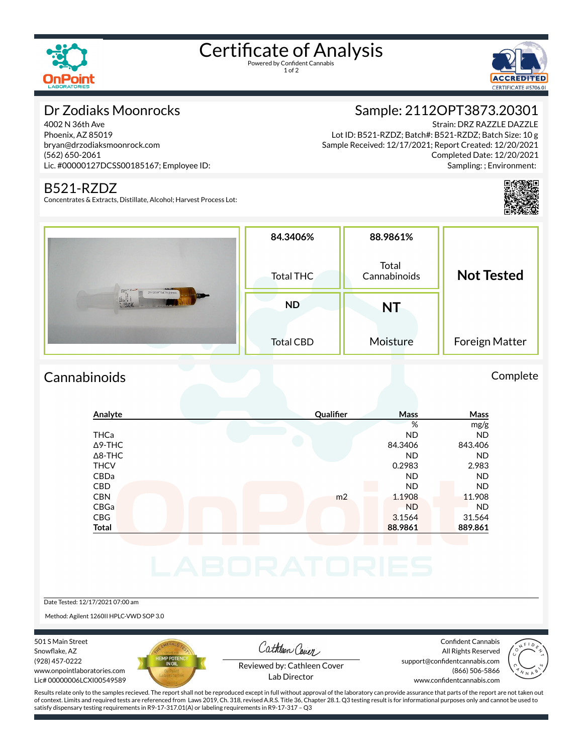# Certificate of Analysis

Powered by Confident Cannabis

## Dr Zodiaks Moonrocks

4002 N 36th Ave
Phoenix, AZ 85019
bryan@drzodiaksmoonrock.com
(562) 650-2061
Lic. #00000127DCSS00185167; Employee ID:

## Sample: 2112OPT3873.20301

Strain: DRZ RAZZLE DAZZLE
Lot ID: B521-RZDZ; Batch#: B521-RZDZ; Batch Size: 10 g
Sample Received: 12/17/2021; Report Created: 12/20/2021
Completed Date: 12/20/2021
Sampling: ; Environment:

## B521-RZDZ

Concentrates & Extracts, Distillate, Alcohol; Harvest Process Lot:

| 84.3406% | 88.9861% | Not Tested |
|---|---|---|
| Total THC | Total Cannabinoids | |
| **ND** | **NT** | |
| Total CBD | Moisture | Foreign Matter |

## Cannabinoids

Complete

| Analyte | Qualifier | Mass | Mass |
|---|---|---|---|
| | | % | mg/g |
| THCa | | ND | ND |
| Δ9-THC | | 84.3406 | 843.406 |
| Δ8-THC | | ND | ND |
| THCV | | 0.2983 | 2.983 |
| CBDa | | ND | ND |
| CBD | | ND | ND |
| CBN | m2 | 1.1908 | 11.908 |
| CBGa | | ND | ND |
| CBG | | 3.1564 | 31.564 |
| **Total** | | **88.9861** | **889.861** |

Date Tested: 12/17/2021 07:00 am

Method: Agilent 1260II HPLC-VWD SOP 3.0

501 S Main Street
Snowflake, AZ
(928) 457-0222
www.onpointlaboratories.com
Lic# 00000006LCXI00549589

Reviewed by: Cathleen Cover
Lab Director

Confident Cannabis
All Rights Reserved
support@confidentcannabis.com
(866) 506-5866
www.confidentcannabis.com

Results relate only to the samples recieved. The report shall not be reproduced except in full without approval of the laboratory can provide assurance that parts of the report are not taken out of context. Limits and required tests are referenced from Laws 2019, Ch. 318, revised A.R.S. Title 36, Chapter 28.1. Q3 testing result is for informational purposes only and cannot be used to satisfy dispensary testing requirements in R9-17-317.01(A) or labeling requirements in R9-17-317 – Q3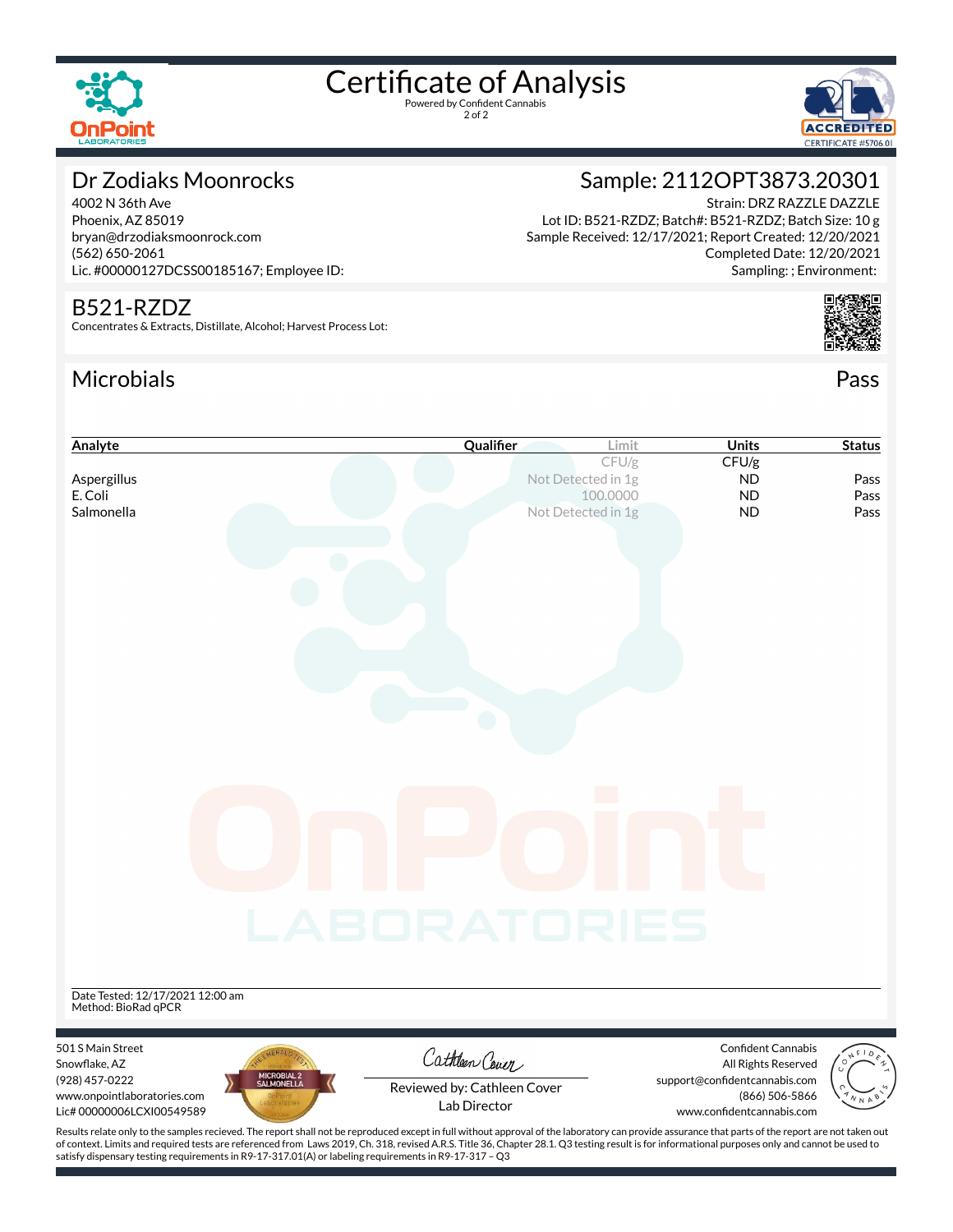# Certificate of Analysis

Powered by Confident Cannabis

## Dr Zodiaks Moonrocks

4002 N 36th Ave
Phoenix, AZ 85019
bryan@drzodiaksmoonrock.com
(562) 650-2061
Lic. #00000127DCSS00185167; Employee ID:

## Sample: 2112OPT3873.20301

Strain: DRZ RAZZLE DAZZLE
Lot ID: B521-RZDZ; Batch#: B521-RZDZ; Batch Size: 10 g
Sample Received: 12/17/2021; Report Created: 12/20/2021
Completed Date: 12/20/2021
Sampling: ; Environment:

## B521-RZDZ

Concentrates & Extracts, Distillate, Alcohol; Harvest Process Lot:

## Microbials

Pass

| Analyte | Qualifier | Limit | Units | Status |
|---|---|---|---|---|
| | | CFU/g | CFU/g | |
| Aspergillus | | Not Detected in 1g | ND | Pass |
| E. Coli | | 100.0000 | ND | Pass |
| Salmonella | | Not Detected in 1g | ND | Pass |

Date Tested: 12/17/2021 12:00 am
Method: BioRad qPCR

501 S Main Street
Snowflake, AZ
(928) 457-0222
www.onpointlaboratories.com
Lic# 00000006LCXI00549589

Reviewed by: Cathleen Cover
Lab Director

Confident Cannabis
All Rights Reserved
support@confidentcannabis.com
(866) 506-5866
www.confidentcannabis.com

Results relate only to the samples recieved. The report shall not be reproduced except in full without approval of the laboratory can provide assurance that parts of the report are not taken out of context. Limits and required tests are referenced from Laws 2019, Ch. 318, revised A.R.S. Title 36, Chapter 28.1. Q3 testing result is for informational purposes only and cannot be used to satisfy dispensary testing requirements in R9-17-317.01(A) or labeling requirements in R9-17-317 – Q3